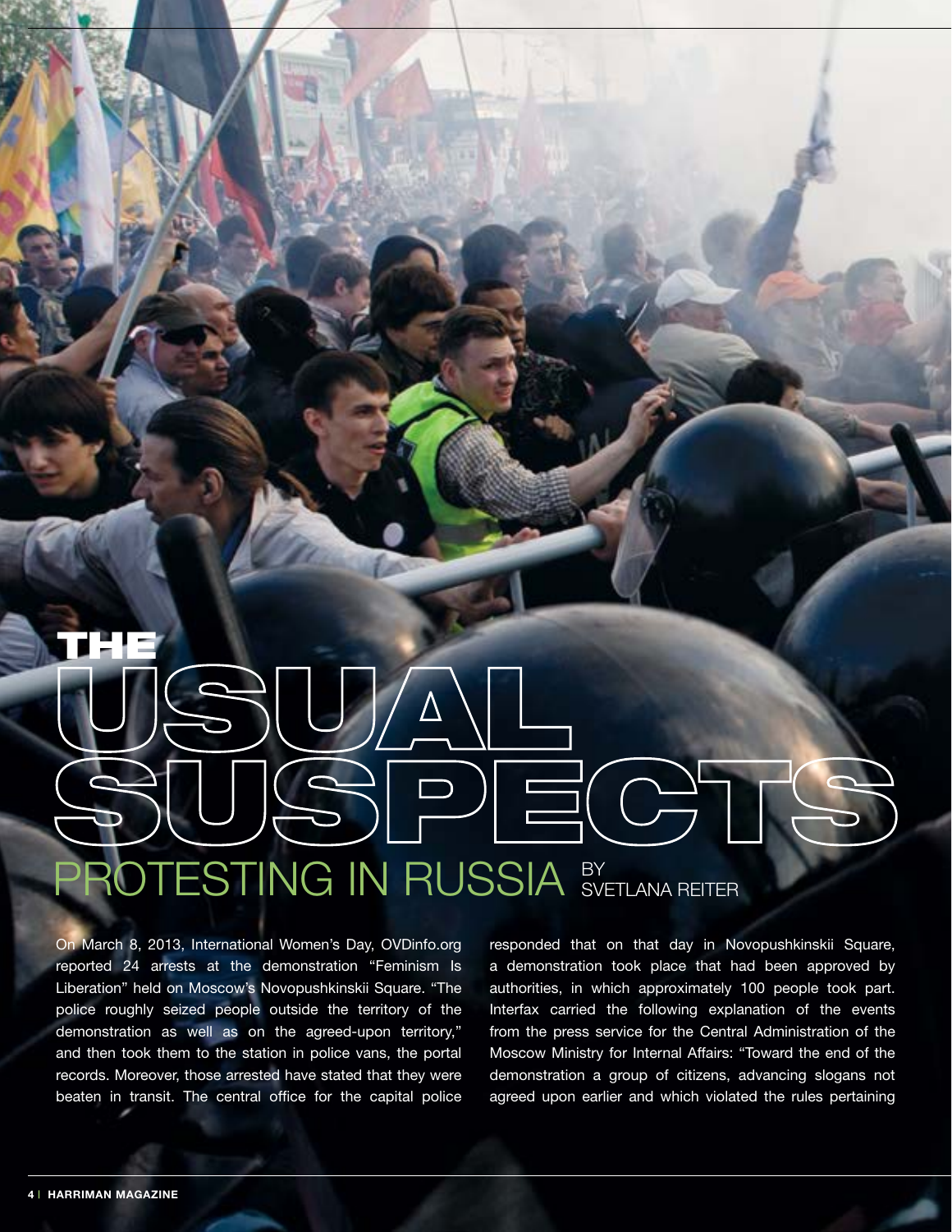# THE USUAL SUSPECTS

## PROTESTING IN RUSSIA

BY SVETLANA REITER

On March 8, 2013, International Women's Day, OVDinfo.org reported 24 arrests at the demonstration "Feminism Is Liberation" held on Moscow's Novopushkinskii Square. "The police roughly seized people outside the territory of the demonstration as well as on the agreed-upon territory," and then took them to the station in police vans, the portal records. Moreover, those arrested have stated that they were beaten in transit. The central office for the capital police responded that on that day in Novopushkinskii Square, a demonstration took place that had been approved by authorities, in which approximately 100 people took part. Interfax carried the following explanation of the events from the press service for the Central Administration of the Moscow Ministry for Internal Affairs: "Toward the end of the demonstration a group of citizens, advancing slogans not agreed upon earlier and which violated the rules pertaining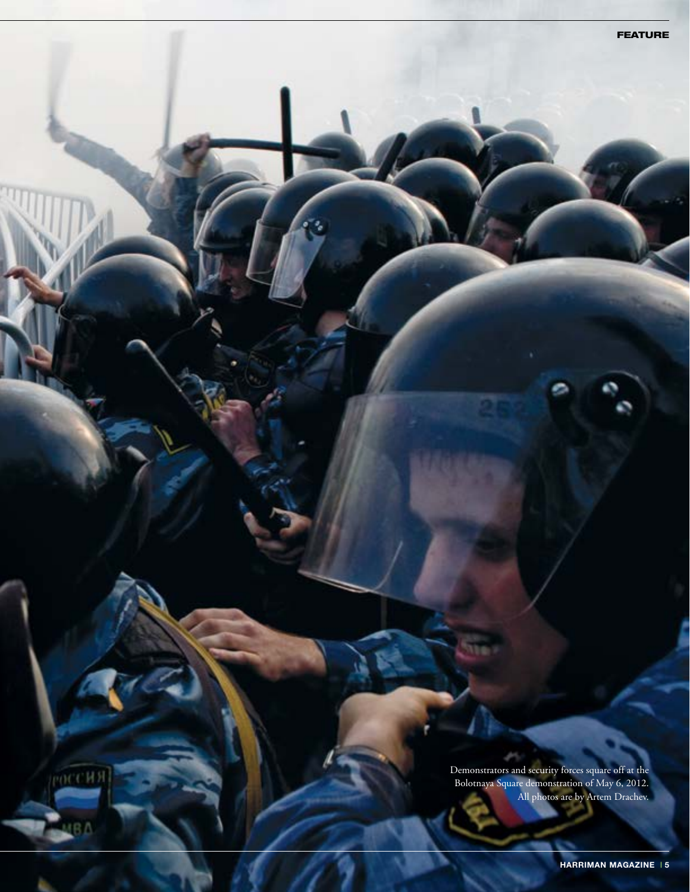Demonstrators and security forces square off at the Bolotnaya Square demonstration of May 6, 2012. All photos are by Artem Drachev.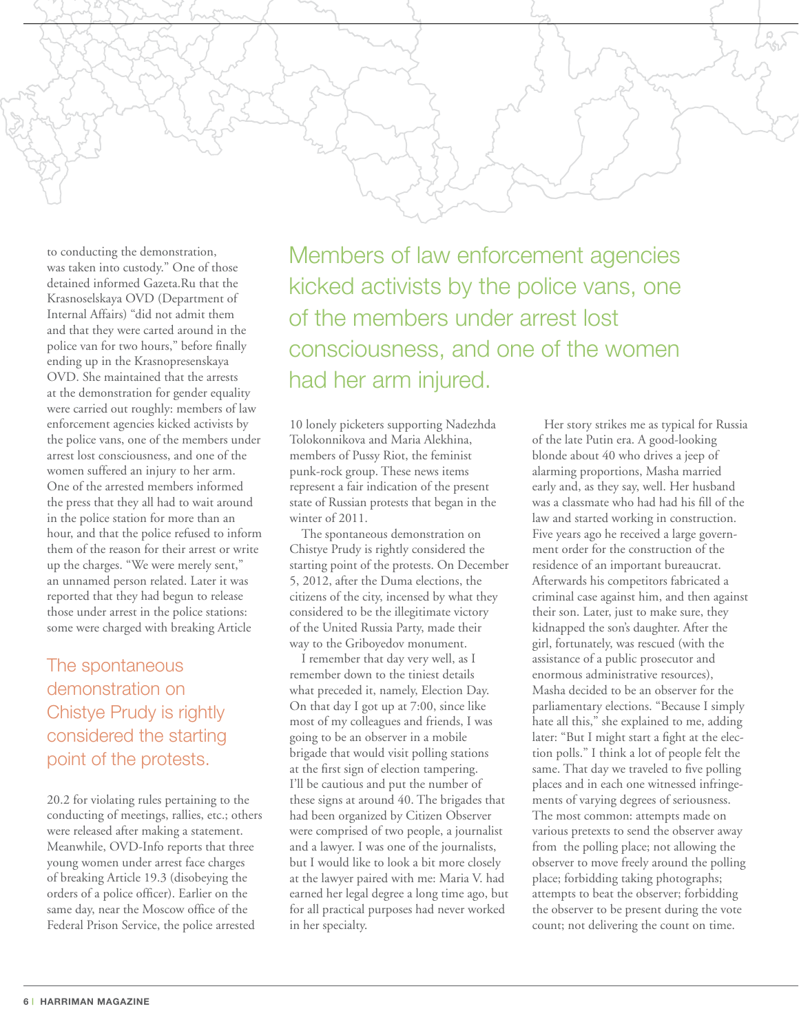to conducting the demonstration, was taken into custody." One of those detained informed Gazeta.Ru that the Krasnoselskaya OVD (Department of Internal Affairs) "did not admit them and that they were carted around in the police van for two hours," before finally ending up in the Krasnopresenskaya OVD. She maintained that the arrests at the demonstration for gender equality were carried out roughly: members of law enforcement agencies kicked activists by the police vans, one of the members under arrest lost consciousness, and one of the women suffered an injury to her arm. One of the arrested members informed the press that they all had to wait around in the police station for more than an hour, and that the police refused to inform them of the reason for their arrest or write up the charges. "We were merely sent," an unnamed person related. Later it was reported that they had begun to release those under arrest in the police stations: some were charged with breaking Article 20.2 for violating rules pertaining to the conducting of meetings, rallies, etc.; others were released after making a statement. Meanwhile, OVD-Info reports that three young women under arrest face charges of breaking Article 19.3 (disobeying the orders of a police officer). Earlier on the same day, near the Moscow office of the Federal Prison Service, the police arrested 10 lonely picketers supporting Nadezhda Tolokonnikova and Maria Alekhina, members of Pussy Riot, the feminist punk-rock group. These news items represent a fair indication of the present state of Russian protests that began in the winter of 2011.

> The spontaneous demonstration on Chistye Prudy is rightly considered the starting point of the protests.

> Members of law enforcement agencies kicked activists by the police vans, one of the members under arrest lost consciousness, and one of the women had her arm injured.

The spontaneous demonstration on Chistye Prudy is rightly considered the starting point of the protests. On December 5, 2012, after the Duma elections, the citizens of the city, incensed by what they considered to be the illegitimate victory of the United Russia Party, made their way to the Griboyedov monument.

I remember that day very well, as I remember down to the tiniest details what preceded it, namely, Election Day. On that day I got up at 7:00, since like most of my colleagues and friends, I was going to be an observer in a mobile brigade that would visit polling stations at the first sign of election tampering. I'll be cautious and put the number of these signs at around 40. The brigades that had been organized by Citizen Observer were comprised of two people, a journalist and a lawyer. I was one of the journalists, but I would like to look a bit more closely at the lawyer paired with me: Maria V. had earned her legal degree a long time ago, but for all practical purposes had never worked in her specialty.

Her story strikes me as typical for Russia of the late Putin era. A good-looking blonde about 40 who drives a jeep of alarming proportions, Masha married early and, as they say, well. Her husband was a classmate who had had his fill of the law and started working in construction. Five years ago he received a large government order for the construction of the residence of an important bureaucrat. Afterwards his competitors fabricated a criminal case against him, and then against their son. Later, just to make sure, they kidnapped the son's daughter. After the girl, fortunately, was rescued (with the assistance of a public prosecutor and enormous administrative resources), Masha decided to be an observer for the parliamentary elections. "Because I simply hate all this," she explained to me, adding later: "But I might start a fight at the election polls." I think a lot of people felt the same. That day we traveled to five polling places and in each one witnessed infringements of varying degrees of seriousness. The most common: attempts made on various pretexts to send the observer away from the polling place; not allowing the observer to move freely around the polling place; forbidding taking photographs; attempts to beat the observer; forbidding the observer to be present during the vote count; not delivering the count on time.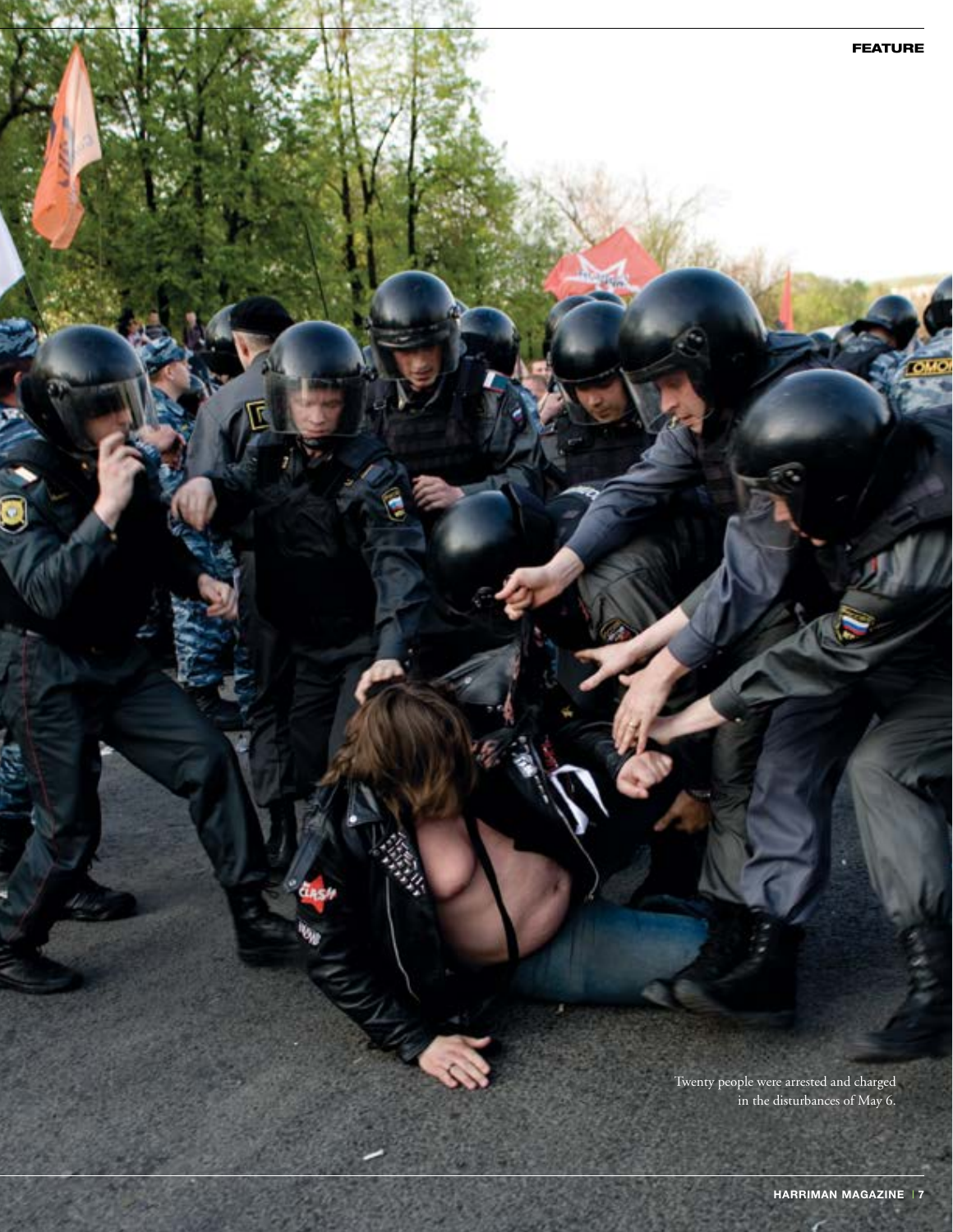Twenty people were arrested and charged in the disturbances of May 6.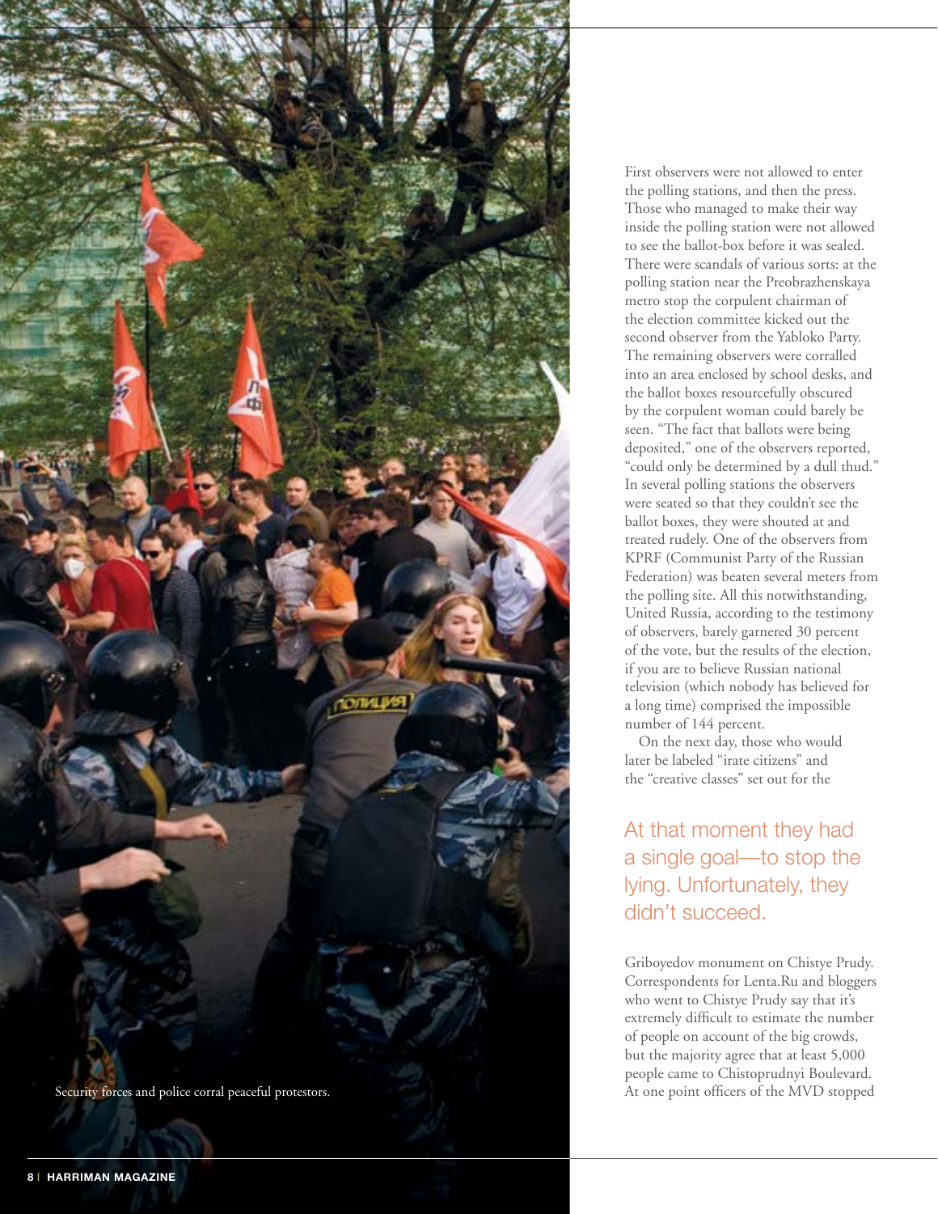Security forces and police corral peaceful protestors.

First observers were not allowed to enter the polling stations, and then the press. Those who managed to make their way inside the polling station were not allowed to see the ballot-box before it was sealed. There were scandals of various sorts: at the polling station near the Preobrazhenskaya metro stop the corpulent chairman of the election committee kicked out the second observer from the Yabloko Party. The remaining observers were corralled into an area enclosed by school desks, and the ballot boxes resourcefully obscured by the corpulent woman could barely be seen. "The fact that ballots were being deposited," one of the observers reported, "could only be determined by a dull thud." In several polling stations the observers were seated so that they couldn't see the ballot boxes, they were shouted at and treated rudely. One of the observers from KPRF (Communist Party of the Russian Federation) was beaten several meters from the polling site. All this notwithstanding, United Russia, according to the testimony of observers, barely garnered 30 percent of the vote, but the results of the election, if you are to believe Russian national television (which nobody has believed for a long time) comprised the impossible number of 144 percent.

On the next day, those who would later be labeled "irate citizens" and the "creative classes" set out for the Griboyedov monument on Chistye Prudy. Correspondents for Lenta.Ru and bloggers who went to Chistye Prudy say that it's extremely difficult to estimate the number of people on account of the big crowds, but the majority agree that at least 5,000 people came to Chistoprudnyi Boulevard. At one point officers of the MVD stopped

> At that moment they had a single goal—to stop the lying. Unfortunately, they didn't succeed.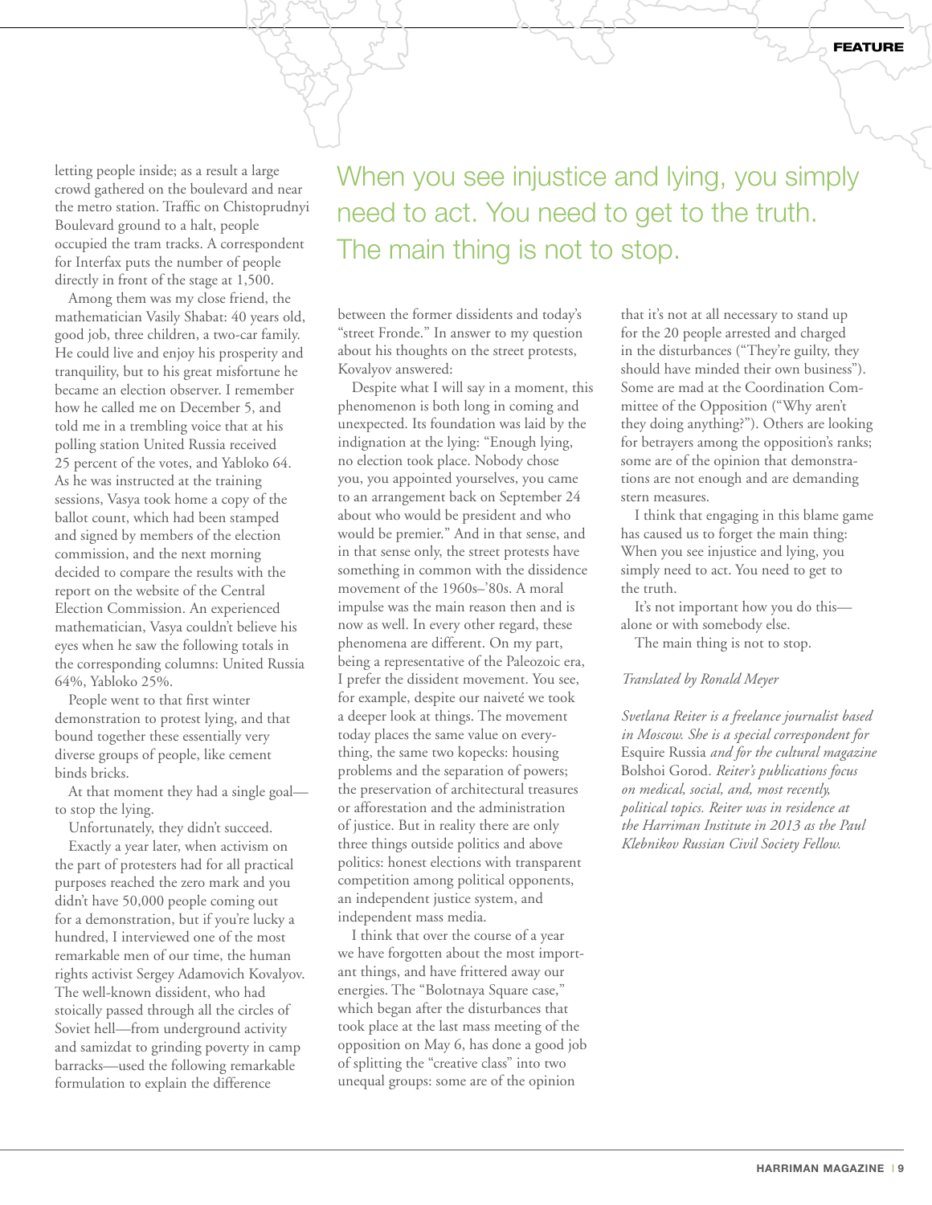letting people inside; as a result a large crowd gathered on the boulevard and near the metro station. Traffic on Chistoprudnyi Boulevard ground to a halt, people occupied the tram tracks. A correspondent for Interfax puts the number of people directly in front of the stage at 1,500.

Among them was my close friend, the mathematician Vasily Shabat: 40 years old, good job, three children, a two-car family. He could live and enjoy his prosperity and tranquility, but to his great misfortune he became an election observer. I remember how he called me on December 5, and told me in a trembling voice that at his polling station United Russia received 25 percent of the votes, and Yabloko 64. As he was instructed at the training sessions, Vasya took home a copy of the ballot count, which had been stamped and signed by members of the election commission, and the next morning decided to compare the results with the report on the website of the Central Election Commission. An experienced mathematician, Vasya couldn't believe his eyes when he saw the following totals in the corresponding columns: United Russia 64%, Yabloko 25%.

People went to that first winter demonstration to protest lying, and that bound together these essentially very diverse groups of people, like cement binds bricks.

At that moment they had a single goal—to stop the lying.

Unfortunately, they didn't succeed.

Exactly a year later, when activism on the part of protesters had for all practical purposes reached the zero mark and you didn't have 50,000 people coming out for a demonstration, but if you're lucky a hundred, I interviewed one of the most remarkable men of our time, the human rights activist Sergey Adamovich Kovalyov. The well-known dissident, who had stoically passed through all the circles of Soviet hell—from underground activity and samizdat to grinding poverty in camp barracks—used the following remarkable formulation to explain the difference between the former dissidents and today's "street Fronde." In answer to my question about his thoughts on the street protests, Kovalyov answered:

> When you see injustice and lying, you simply need to act. You need to get to the truth. The main thing is not to stop.

Despite what I will say in a moment, this phenomenon is both long in coming and unexpected. Its foundation was laid by the indignation at the lying: "Enough lying, no election took place. Nobody chose you, you appointed yourselves, you came to an arrangement back on September 24 about who would be president and who would be premier." And in that sense, and in that sense only, the street protests have something in common with the dissidence movement of the 1960s–'80s. A moral impulse was the main reason then and is now as well. In every other regard, these phenomena are different. On my part, being a representative of the Paleozoic era, I prefer the dissident movement. You see, for example, despite our naiveté we took a deeper look at things. The movement today places the same value on everything, the same two kopecks: housing problems and the separation of powers; the preservation of architectural treasures or afforestation and the administration of justice. But in reality there are only three things outside politics and above politics: honest elections with transparent competition among political opponents, an independent justice system, and independent mass media.

I think that over the course of a year we have forgotten about the most important things, and have frittered away our energies. The "Bolotnaya Square case," which began after the disturbances that took place at the last mass meeting of the opposition on May 6, has done a good job of splitting the "creative class" into two unequal groups: some are of the opinion that it's not at all necessary to stand up for the 20 people arrested and charged in the disturbances ("They're guilty, they should have minded their own business"). Some are mad at the Coordination Committee of the Opposition ("Why aren't they doing anything?"). Others are looking for betrayers among the opposition's ranks; some are of the opinion that demonstrations are not enough and are demanding stern measures.

I think that engaging in this blame game has caused us to forget the main thing: When you see injustice and lying, you simply need to act. You need to get to the truth.

It's not important how you do this—alone or with somebody else.

The main thing is not to stop.

*Translated by Ronald Meyer*

*Svetlana Reiter is a freelance journalist based in Moscow. She is a special correspondent for* Esquire Russia *and for the cultural magazine* Bolshoi Gorod. *Reiter's publications focus on medical, social, and, most recently, political topics. Reiter was in residence at the Harriman Institute in 2013 as the Paul Klebnikov Russian Civil Society Fellow.*